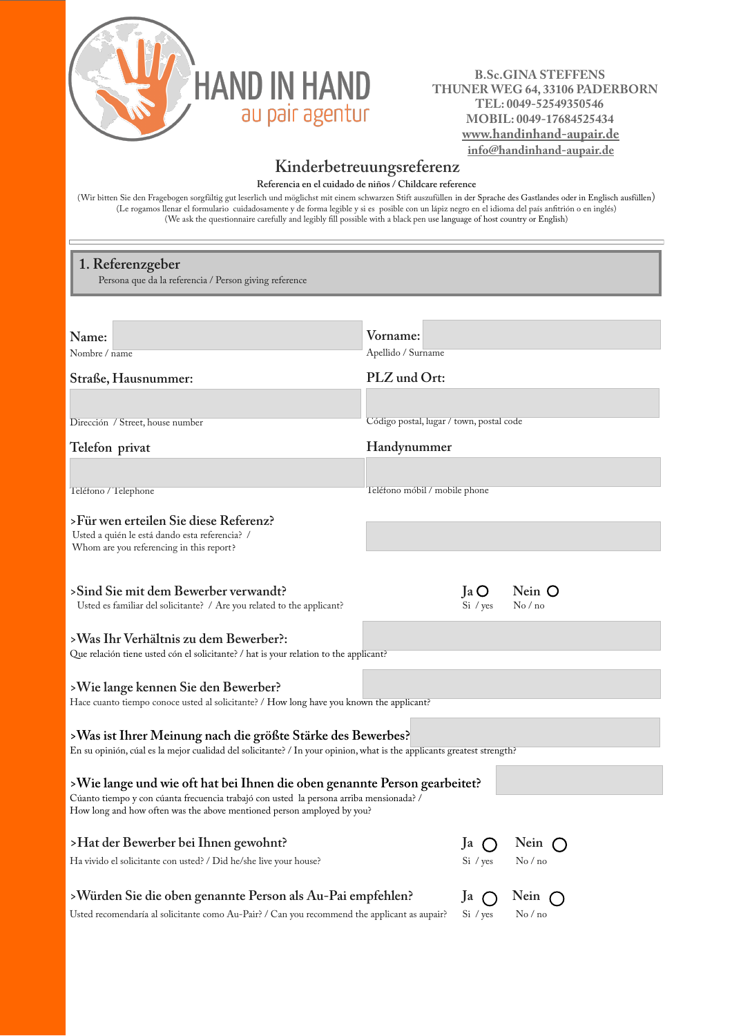HAND IN HAND
au pair agentur

B.Sc.GINA STEFFENS
THUNER WEG 64, 33106 PADERBORN
TEL: 0049-52549350546
MOBIL: 0049-17684525434
www.handinhand-aupair.de
info@handinhand-aupair.de

# Kinderbetreuungsreferenz

**Referencia en el cuidado de niños / Childcare reference**

(Wir bitten Sie den Fragebogen sorgfältig gut leserlich und möglichst mit einem schwarzen Stift auszufüllen in der Sprache des Gastlandes oder in Englisch ausfüllen)
(Le rogamos llenar el formulario cuidadosamente y de forma legible y si es posible con un lápiz negro en el idioma del país anfitrión o en inglés)
(We ask the questionnaire carefully and legibly fill possible with a black pen use language of host country or English)

## 1. Referenzgeber

Persona que da la referencia / Person giving reference

**Name:**
Nombre / name

**Vorname:**
Apellido / Surname

**Straße, Hausnummer:**
Dirección / Street, house number

**PLZ und Ort:**
Código postal, lugar / town, postal code

**Telefon privat**
Teléfono / Telephone

**Handynummer**
Teléfono móbil / mobile phone

**>Für wen erteilen Sie diese Referenz?**
Usted a quién le está dando esta referencia? / Whom are you referencing in this report?

**>Sind Sie mit dem Bewerber verwandt?** Ja ○ Nein ○
Usted es familiar del solicitante? / Are you related to the applicant? Si / yes No / no

**>Was Ihr Verhältnis zu dem Bewerber?:**
Que relación tiene usted cón el solicitante? / hat is your relation to the applicant?

**>Wie lange kennen Sie den Bewerber?**
Hace cuanto tiempo conoce usted al solicitante? / How long have you known the applicant?

**>Was ist Ihrer Meinung nach die größte Stärke des Bewerbes?**
En su opinión, cúal es la mejor cualidad del solicitante? / In your opinion, what is the applicants greatest strength?

**>Wie lange und wie oft hat bei Ihnen die oben genannte Person gearbeitet?**
Cúanto tiempo y con cúanta frecuencia trabajó con usted la persona arriba mensionada? /
How long and how often was the above mentioned person amployed by you?

**>Hat der Bewerber bei Ihnen gewohnt?** Ja ○ Nein ○
Ha vivido el solicitante con usted? / Did he/she live your house? Si / yes No / no

**>Würden Sie die oben genannte Person als Au-Pai empfehlen?** Ja ○ Nein ○
Usted recomendaría al solicitante como Au-Pair? / Can you recommend the applicant as aupair? Si / yes No / no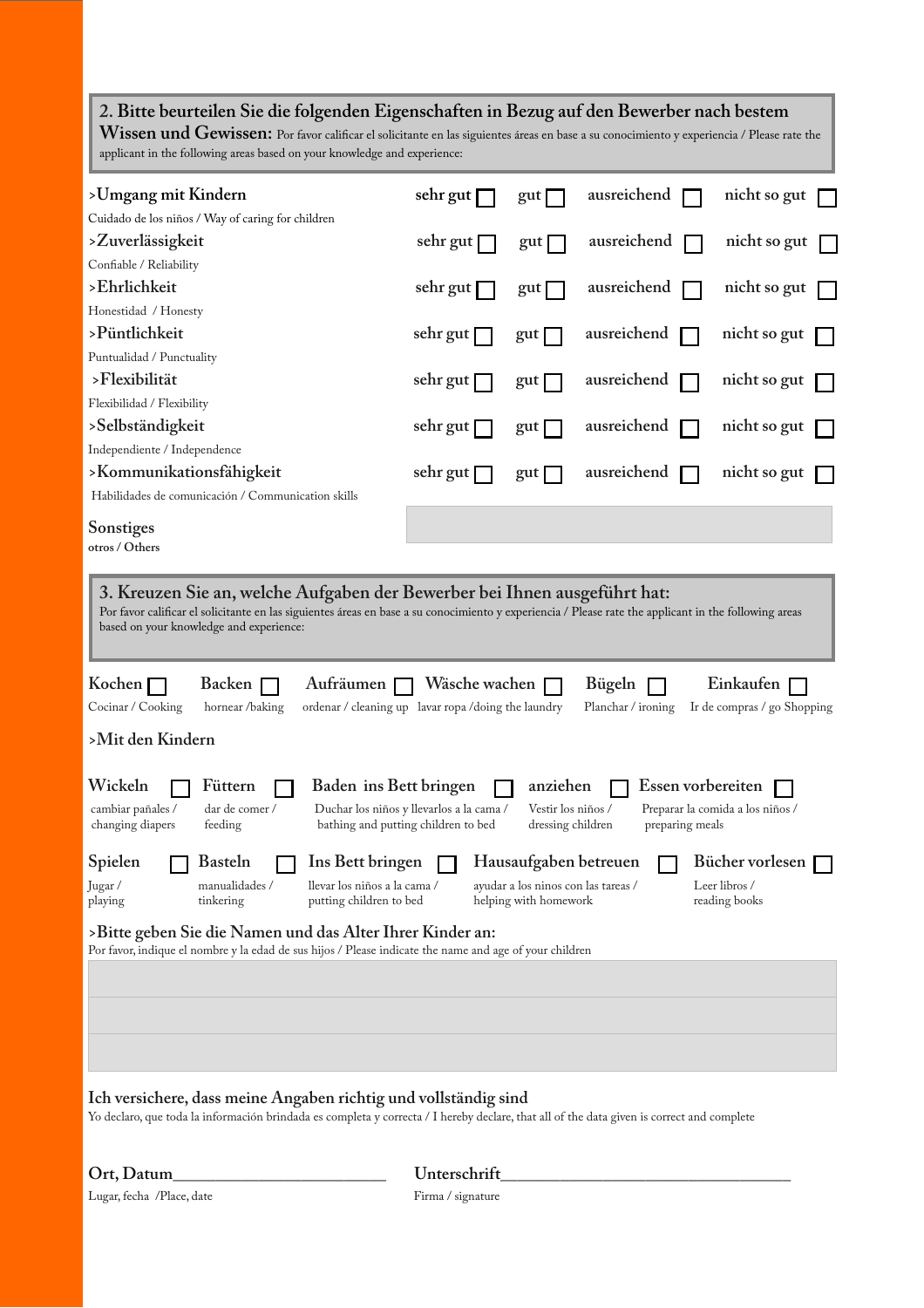## 2. Bitte beurteilen Sie die folgenden Eigenschaften in Bezug auf den Bewerber nach bestem Wissen und Gewissen:

Por favor calificar el solicitante en las siguientes áreas en base a su conocimiento y experiencia / Please rate the applicant in the following areas based on your knowledge and experience:

| | | | | |
|---|---|---|---|---|
| >Umgang mit Kindern<br>Cuidado de los niños / Way of caring for children | sehr gut ☐ | gut ☐ | ausreichend ☐ | nicht so gut ☐ |
| >Zuverlässigkeit<br>Confiable / Reliability | sehr gut ☐ | gut ☐ | ausreichend ☐ | nicht so gut ☐ |
| >Ehrlichkeit<br>Honestidad / Honesty | sehr gut ☐ | gut ☐ | ausreichend ☐ | nicht so gut ☐ |
| >Püntlichkeit<br>Puntualidad / Punctuality | sehr gut ☐ | gut ☐ | ausreichend ☐ | nicht so gut ☐ |
| >Flexibilität<br>Flexibilidad / Flexibility | sehr gut ☐ | gut ☐ | ausreichend ☐ | nicht so gut ☐ |
| >Selbständigkeit<br>Independiente / Independence | sehr gut ☐ | gut ☐ | ausreichend ☐ | nicht so gut ☐ |
| >Kommunikationsfähigkeit<br>Habilidades de comunicación / Communication skills | sehr gut ☐ | gut ☐ | ausreichend ☐ | nicht so gut ☐ |

Sonstiges
otros / Others

## 3. Kreuzen Sie an, welche Aufgaben der Bewerber bei Ihnen ausgeführt hat:

Por favor calificar el solicitante en las siguientes áreas en base a su conocimiento y experiencia / Please rate the applicant in the following areas based on your knowledge and experience:

- Kochen ☐ — Cocinar / Cooking
- Backen ☐ — hornear /baking
- Aufräumen ☐ — ordenar / cleaning up
- Wäsche wachen ☐ — lavar ropa /doing the laundry
- Bügeln ☐ — Planchar / ironing
- Einkaufen ☐ — Ir de compras / go Shopping

>Mit den Kindern

- Wickeln ☐ — cambiar pañales / changing diapers
- Füttern ☐ — dar de comer / feeding
- Baden ins Bett bringen ☐ — Duchar los niños y llevarlos a la cama / bathing and putting children to bed
- anziehen ☐ — Vestir los niños / dressing children
- Essen vorbereiten ☐ — Preparar la comida a los niños / preparing meals
- Spielen ☐ — Jugar / playing
- Basteln ☐ — manualidades / tinkering
- Ins Bett bringen ☐ — llevar los niños a la cama / putting children to bed
- Hausaufgaben betreuen ☐ — ayudar a los ninos con las tareas / helping with homework
- Bücher vorlesen ☐ — Leer libros / reading books

>Bitte geben Sie die Namen und das Alter Ihrer Kinder an:
Por favor, indique el nombre y la edad de sus hijos / Please indicate the name and age of your children

Ich versichere, dass meine Angaben richtig und vollständig sind
Yo declaro, que toda la información brindada es completa y correcta / I hereby declare, that all of the data given is correct and complete

Ort, Datum________________________ Unterschrift________________________________
Lugar, fecha /Place, date Firma / signature